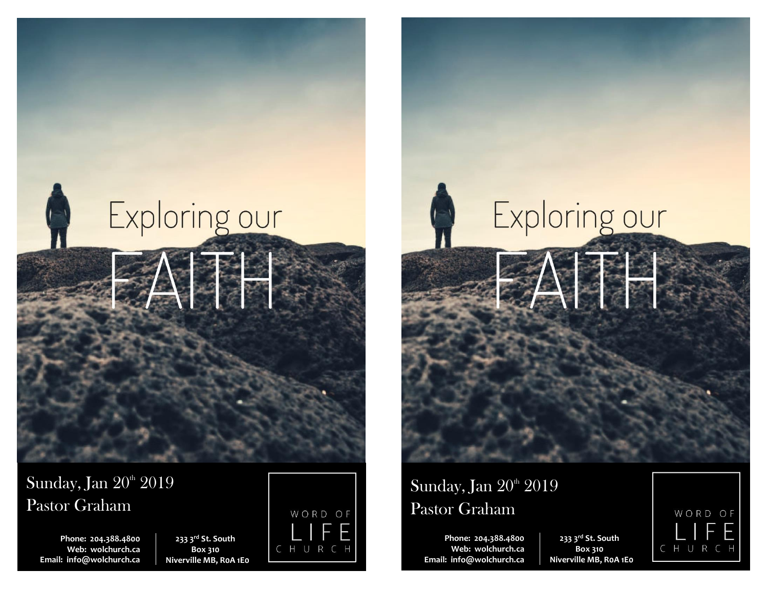# Exploring our FAITH

Sunday, Jan 20th 2019
Pastor Graham

Phone: 204.388.4800
Web: wolchurch.ca
Email: info@wolchurch.ca

233 3rd St. South
Box 310
Niverville MB, R0A 1E0

WORD OF LIFE CHURCH

# Exploring our FAITH

Sunday, Jan 20th 2019
Pastor Graham

Phone: 204.388.4800
Web: wolchurch.ca
Email: info@wolchurch.ca

233 3rd St. South
Box 310
Niverville MB, R0A 1E0

WORD OF LIFE CHURCH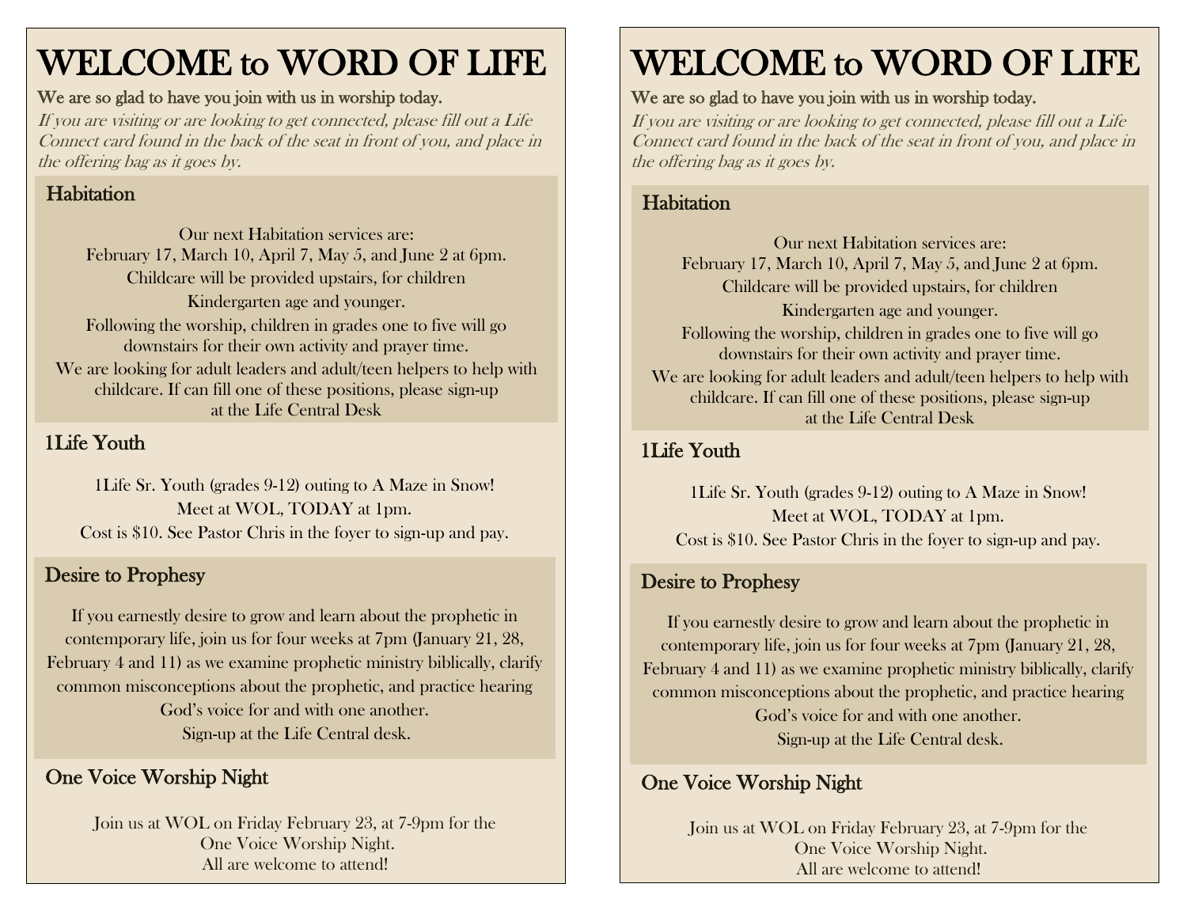# WELCOME to WORD OF LIFE

**We are so glad to have you join with us in worship today.**

*If you are visiting or are looking to get connected, please fill out a Life Connect card found in the back of the seat in front of you, and place in the offering bag as it goes by.*

## Habitation

Our next Habitation services are:
February 17, March 10, April 7, May 5, and June 2 at 6pm.
Childcare will be provided upstairs, for children
Kindergarten age and younger.
Following the worship, children in grades one to five will go downstairs for their own activity and prayer time.
We are looking for adult leaders and adult/teen helpers to help with childcare. If can fill one of these positions, please sign-up at the Life Central Desk

## 1Life Youth

1Life Sr. Youth (grades 9-12) outing to A Maze in Snow!
Meet at WOL, TODAY at 1pm.
Cost is $10. See Pastor Chris in the foyer to sign-up and pay.

## Desire to Prophesy

If you earnestly desire to grow and learn about the prophetic in contemporary life, join us for four weeks at 7pm (January 21, 28, February 4 and 11) as we examine prophetic ministry biblically, clarify common misconceptions about the prophetic, and practice hearing God's voice for and with one another.
Sign-up at the Life Central desk.

## One Voice Worship Night

Join us at WOL on Friday February 23, at 7-9pm for the One Voice Worship Night.
All are welcome to attend!

# WELCOME to WORD OF LIFE

**We are so glad to have you join with us in worship today.**

*If you are visiting or are looking to get connected, please fill out a Life Connect card found in the back of the seat in front of you, and place in the offering bag as it goes by.*

## Habitation

Our next Habitation services are:
February 17, March 10, April 7, May 5, and June 2 at 6pm.
Childcare will be provided upstairs, for children
Kindergarten age and younger.
Following the worship, children in grades one to five will go downstairs for their own activity and prayer time.
We are looking for adult leaders and adult/teen helpers to help with childcare. If can fill one of these positions, please sign-up at the Life Central Desk

## 1Life Youth

1Life Sr. Youth (grades 9-12) outing to A Maze in Snow!
Meet at WOL, TODAY at 1pm.
Cost is $10. See Pastor Chris in the foyer to sign-up and pay.

## Desire to Prophesy

If you earnestly desire to grow and learn about the prophetic in contemporary life, join us for four weeks at 7pm (January 21, 28, February 4 and 11) as we examine prophetic ministry biblically, clarify common misconceptions about the prophetic, and practice hearing God's voice for and with one another.
Sign-up at the Life Central desk.

## One Voice Worship Night

Join us at WOL on Friday February 23, at 7-9pm for the One Voice Worship Night.
All are welcome to attend!